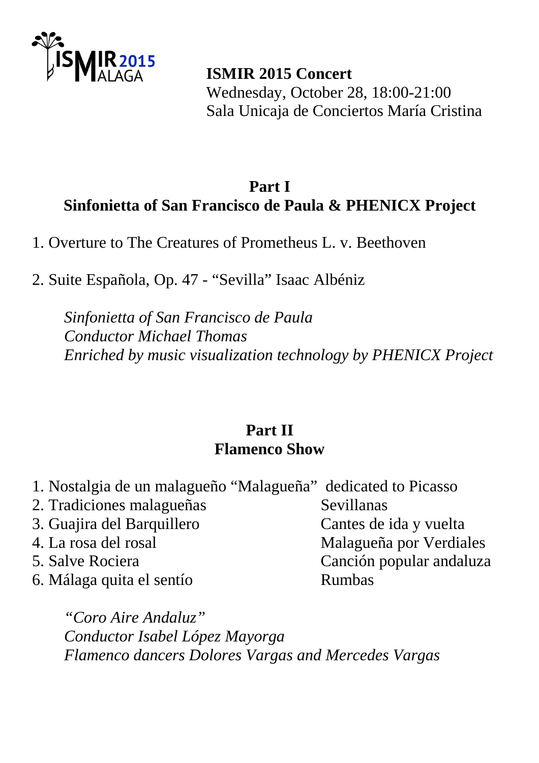**ISMIR 2015 Concert**
Wednesday, October 28, 18:00-21:00
Sala Unicaja de Conciertos María Cristina

## Part I
## Sinfonietta of San Francisco de Paula & PHENICX Project

1. Overture to The Creatures of Prometheus L. v. Beethoven

2. Suite Española, Op. 47 - "Sevilla" Isaac Albéniz

*Sinfonietta of San Francisco de Paula*
*Conductor Michael Thomas*
*Enriched by music visualization technology by PHENICX Project*

## Part II
## Flamenco Show

1. Nostalgia de un malagueño "Malagueña" dedicated to Picasso
2. Tradiciones malagueñas — Sevillanas
3. Guajira del Barquillero — Cantes de ida y vuelta
4. La rosa del rosal — Malagueña por Verdiales
5. Salve Rociera — Canción popular andaluza
6. Málaga quita el sentío — Rumbas

*"Coro Aire Andaluz"*
*Conductor Isabel López Mayorga*
*Flamenco dancers Dolores Vargas and Mercedes Vargas*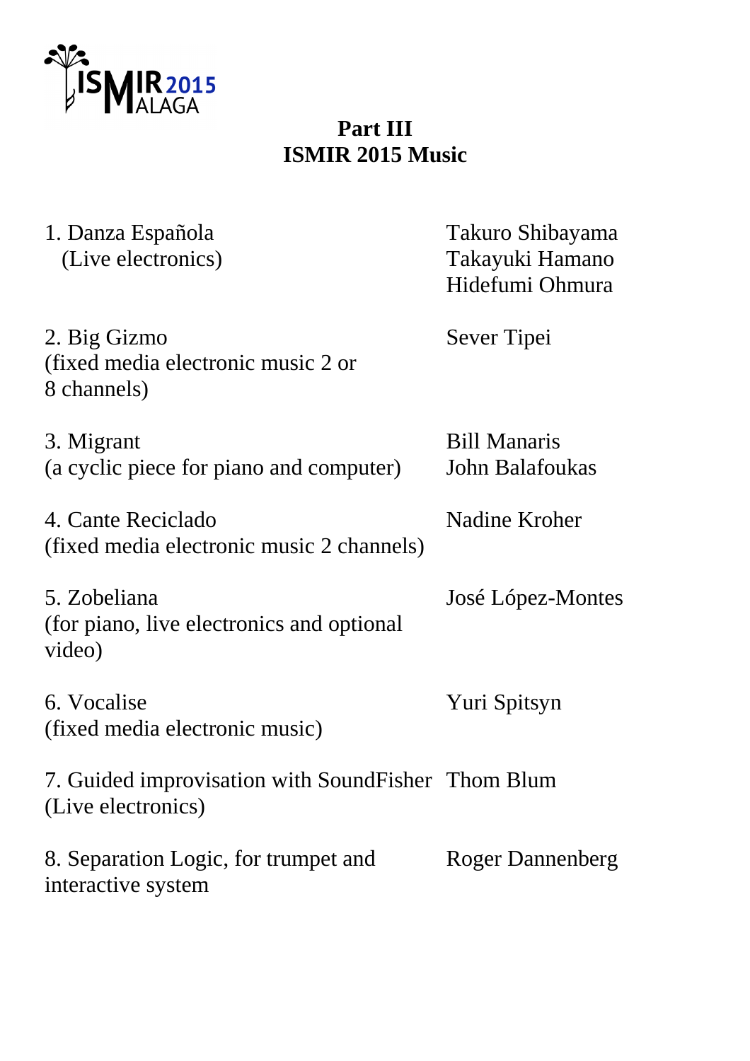## Part III
## ISMIR 2015 Music

| Piece | Composer(s) |
| --- | --- |
| 1. Danza Española (Live electronics) | Takuro Shibayama, Takayuki Hamano, Hidefumi Ohmura |
| 2. Big Gizmo (fixed media electronic music 2 or 8 channels) | Sever Tipei |
| 3. Migrant (a cyclic piece for piano and computer) | Bill Manaris, John Balafoukas |
| 4. Cante Reciclado (fixed media electronic music 2 channels) | Nadine Kroher |
| 5. Zobeliana (for piano, live electronics and optional video) | José López-Montes |
| 6. Vocalise (fixed media electronic music) | Yuri Spitsyn |
| 7. Guided improvisation with SoundFisher (Live electronics) | Thom Blum |
| 8. Separation Logic, for trumpet and interactive system | Roger Dannenberg |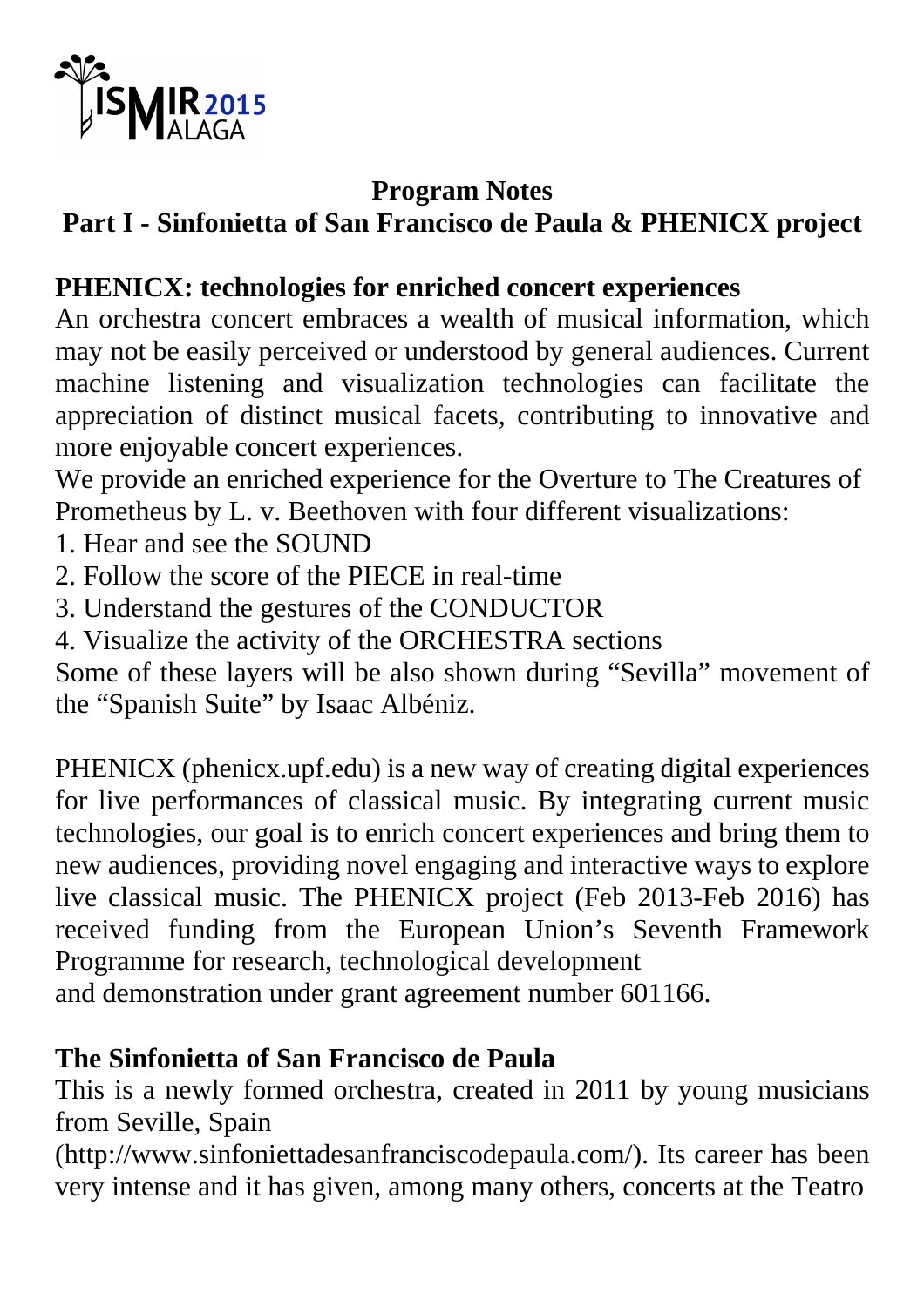## Program Notes

## Part I - Sinfonietta of San Francisco de Paula & PHENICX project

### PHENICX: technologies for enriched concert experiences

An orchestra concert embraces a wealth of musical information, which may not be easily perceived or understood by general audiences. Current machine listening and visualization technologies can facilitate the appreciation of distinct musical facets, contributing to innovative and more enjoyable concert experiences.

We provide an enriched experience for the Overture to The Creatures of Prometheus by L. v. Beethoven with four different visualizations:

1. Hear and see the SOUND
2. Follow the score of the PIECE in real-time
3. Understand the gestures of the CONDUCTOR
4. Visualize the activity of the ORCHESTRA sections

Some of these layers will be also shown during "Sevilla" movement of the "Spanish Suite" by Isaac Albéniz.

PHENICX (phenicx.upf.edu) is a new way of creating digital experiences for live performances of classical music. By integrating current music technologies, our goal is to enrich concert experiences and bring them to new audiences, providing novel engaging and interactive ways to explore live classical music. The PHENICX project (Feb 2013-Feb 2016) has received funding from the European Union's Seventh Framework Programme for research, technological development and demonstration under grant agreement number 601166.

### The Sinfonietta of San Francisco de Paula

This is a newly formed orchestra, created in 2011 by young musicians from Seville, Spain (http://www.sinfoniettadesanfranciscodepaula.com/). Its career has been very intense and it has given, among many others, concerts at the Teatro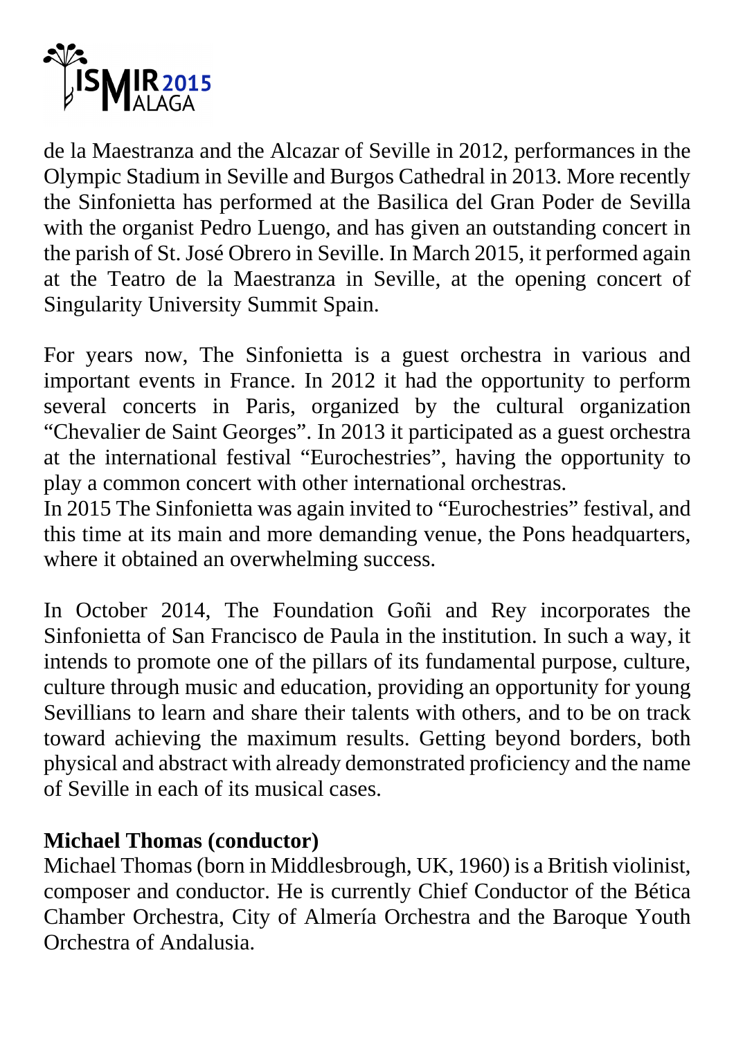de la Maestranza and the Alcazar of Seville in 2012, performances in the Olympic Stadium in Seville and Burgos Cathedral in 2013. More recently the Sinfonietta has performed at the Basilica del Gran Poder de Sevilla with the organist Pedro Luengo, and has given an outstanding concert in the parish of St. José Obrero in Seville. In March 2015, it performed again at the Teatro de la Maestranza in Seville, at the opening concert of Singularity University Summit Spain.

For years now, The Sinfonietta is a guest orchestra in various and important events in France. In 2012 it had the opportunity to perform several concerts in Paris, organized by the cultural organization "Chevalier de Saint Georges". In 2013 it participated as a guest orchestra at the international festival "Eurochestries", having the opportunity to play a common concert with other international orchestras.
In 2015 The Sinfonietta was again invited to "Eurochestries" festival, and this time at its main and more demanding venue, the Pons headquarters, where it obtained an overwhelming success.

In October 2014, The Foundation Goñi and Rey incorporates the Sinfonietta of San Francisco de Paula in the institution. In such a way, it intends to promote one of the pillars of its fundamental purpose, culture, culture through music and education, providing an opportunity for young Sevillians to learn and share their talents with others, and to be on track toward achieving the maximum results. Getting beyond borders, both physical and abstract with already demonstrated proficiency and the name of Seville in each of its musical cases.

**Michael Thomas (conductor)**
Michael Thomas (born in Middlesbrough, UK, 1960) is a British violinist, composer and conductor. He is currently Chief Conductor of the Bética Chamber Orchestra, City of Almería Orchestra and the Baroque Youth Orchestra of Andalusia.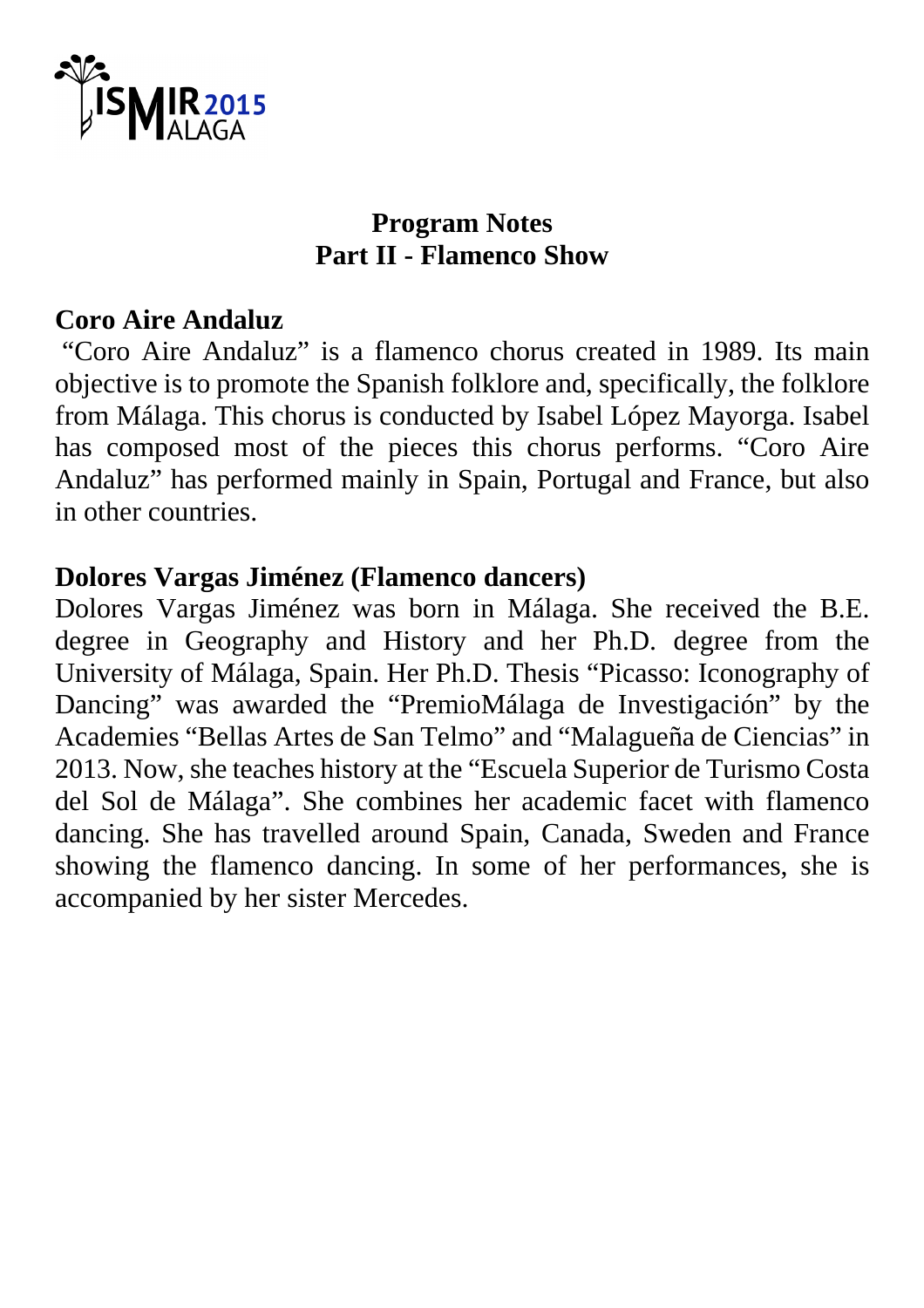## Program Notes
## Part II - Flamenco Show

### Coro Aire Andaluz

"Coro Aire Andaluz" is a flamenco chorus created in 1989. Its main objective is to promote the Spanish folklore and, specifically, the folklore from Málaga. This chorus is conducted by Isabel López Mayorga. Isabel has composed most of the pieces this chorus performs. "Coro Aire Andaluz" has performed mainly in Spain, Portugal and France, but also in other countries.

### Dolores Vargas Jiménez (Flamenco dancers)

Dolores Vargas Jiménez was born in Málaga. She received the B.E. degree in Geography and History and her Ph.D. degree from the University of Málaga, Spain. Her Ph.D. Thesis "Picasso: Iconography of Dancing" was awarded the "PremioMálaga de Investigación" by the Academies "Bellas Artes de San Telmo" and "Malagueña de Ciencias" in 2013. Now, she teaches history at the "Escuela Superior de Turismo Costa del Sol de Málaga". She combines her academic facet with flamenco dancing. She has travelled around Spain, Canada, Sweden and France showing the flamenco dancing. In some of her performances, she is accompanied by her sister Mercedes.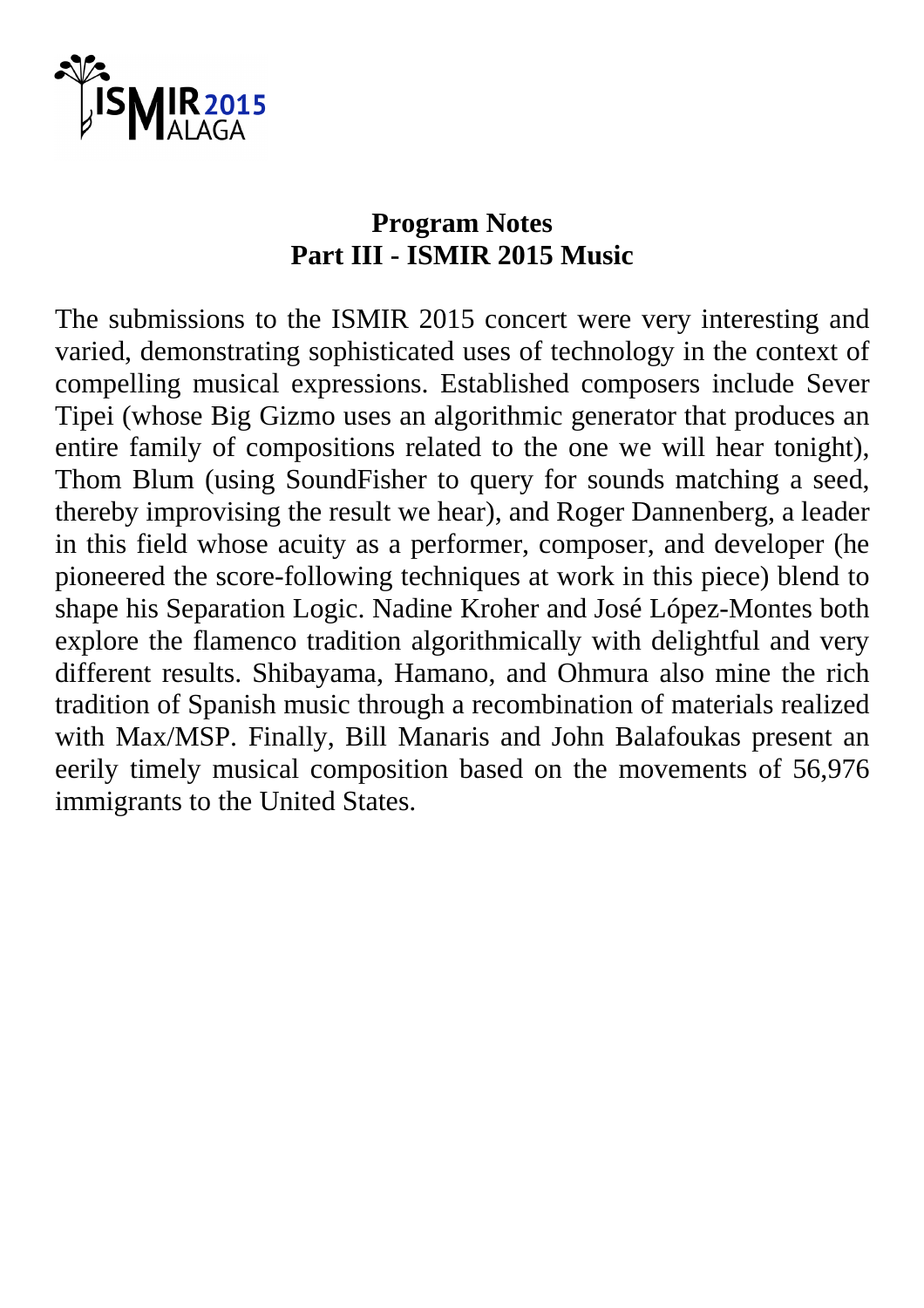## Program Notes
## Part III - ISMIR 2015 Music

The submissions to the ISMIR 2015 concert were very interesting and varied, demonstrating sophisticated uses of technology in the context of compelling musical expressions. Established composers include Sever Tipei (whose Big Gizmo uses an algorithmic generator that produces an entire family of compositions related to the one we will hear tonight), Thom Blum (using SoundFisher to query for sounds matching a seed, thereby improvising the result we hear), and Roger Dannenberg, a leader in this field whose acuity as a performer, composer, and developer (he pioneered the score-following techniques at work in this piece) blend to shape his Separation Logic. Nadine Kroher and José López-Montes both explore the flamenco tradition algorithmically with delightful and very different results. Shibayama, Hamano, and Ohmura also mine the rich tradition of Spanish music through a recombination of materials realized with Max/MSP. Finally, Bill Manaris and John Balafoukas present an eerily timely musical composition based on the movements of 56,976 immigrants to the United States.